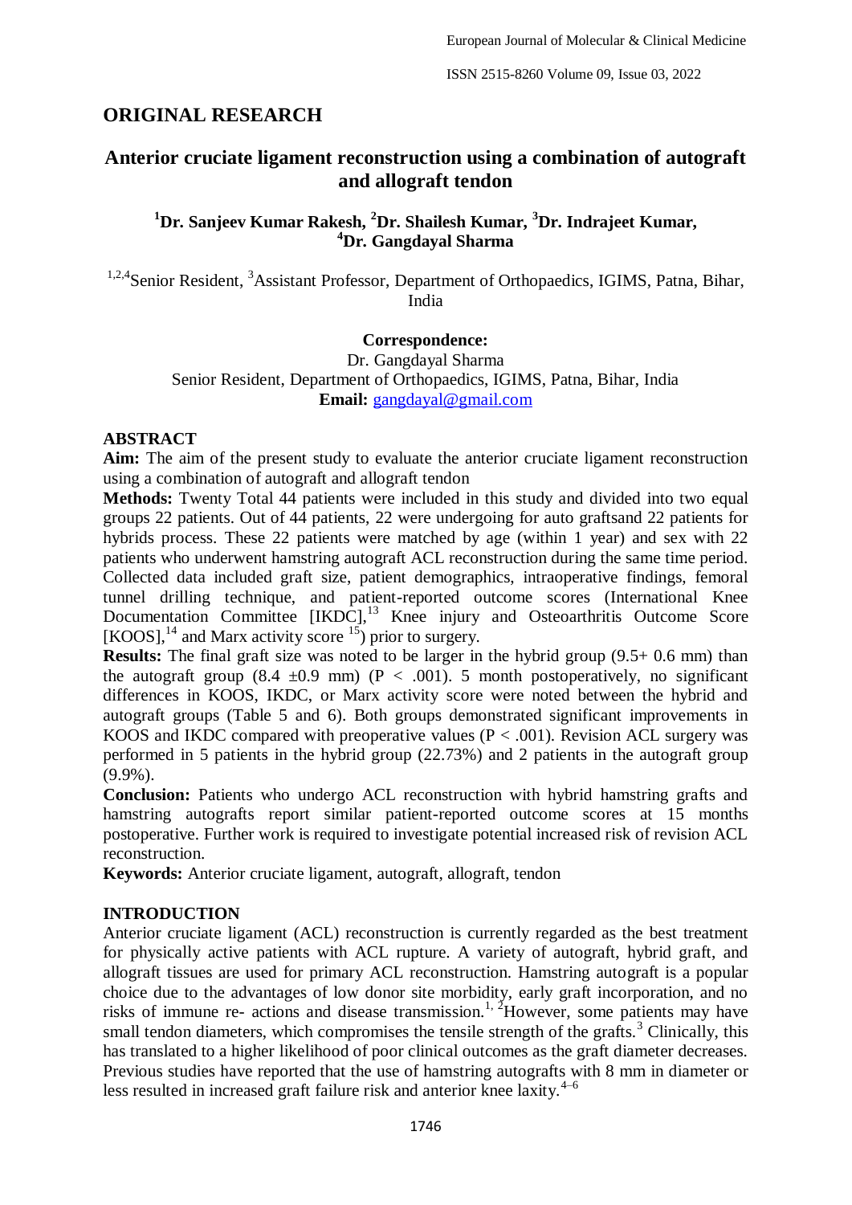## ORIGINAL RESEARCH

# Anterior cruciate ligament reconstruction using a combination of autograft and allograft tendon

**[1]Dr. Sanjeev Kumar Rakesh, [2]Dr. Shailesh Kumar, [3]Dr. Indrajeet Kumar, [4]Dr. Gangdayal Sharma**

[1,2,4]Senior Resident, [3]Assistant Professor, Department of Orthopaedics, IGIMS, Patna, Bihar, India

**Correspondence:**
Dr. Gangdayal Sharma
Senior Resident, Department of Orthopaedics, IGIMS, Patna, Bihar, India
**Email:** gangdayal@gmail.com

## ABSTRACT

**Aim:** The aim of the present study to evaluate the anterior cruciate ligament reconstruction using a combination of autograft and allograft tendon

**Methods:** Twenty Total 44 patients were included in this study and divided into two equal groups 22 patients. Out of 44 patients, 22 were undergoing for auto graftsand 22 patients for hybrids process. These 22 patients were matched by age (within 1 year) and sex with 22 patients who underwent hamstring autograft ACL reconstruction during the same time period. Collected data included graft size, patient demographics, intraoperative findings, femoral tunnel drilling technique, and patient-reported outcome scores (International Knee Documentation Committee [IKDC],[13] Knee injury and Osteoarthritis Outcome Score [KOOS],[14] and Marx activity score [15]) prior to surgery.

**Results:** The final graft size was noted to be larger in the hybrid group (9.5+ 0.6 mm) than the autograft group (8.4 ±0.9 mm) ($P < .001$). 5 month postoperatively, no significant differences in KOOS, IKDC, or Marx activity score were noted between the hybrid and autograft groups (Table 5 and 6). Both groups demonstrated significant improvements in KOOS and IKDC compared with preoperative values ($P < .001$). Revision ACL surgery was performed in 5 patients in the hybrid group (22.73%) and 2 patients in the autograft group (9.9%).

**Conclusion:** Patients who undergo ACL reconstruction with hybrid hamstring grafts and hamstring autografts report similar patient-reported outcome scores at 15 months postoperative. Further work is required to investigate potential increased risk of revision ACL reconstruction.

**Keywords:** Anterior cruciate ligament, autograft, allograft, tendon

## INTRODUCTION

Anterior cruciate ligament (ACL) reconstruction is currently regarded as the best treatment for physically active patients with ACL rupture. A variety of autograft, hybrid graft, and allograft tissues are used for primary ACL reconstruction. Hamstring autograft is a popular choice due to the advantages of low donor site morbidity, early graft incorporation, and no risks of immune re- actions and disease transmission.[1, 2]However, some patients may have small tendon diameters, which compromises the tensile strength of the grafts.[3] Clinically, this has translated to a higher likelihood of poor clinical outcomes as the graft diameter decreases. Previous studies have reported that the use of hamstring autografts with 8 mm in diameter or less resulted in increased graft failure risk and anterior knee laxity.[4–6]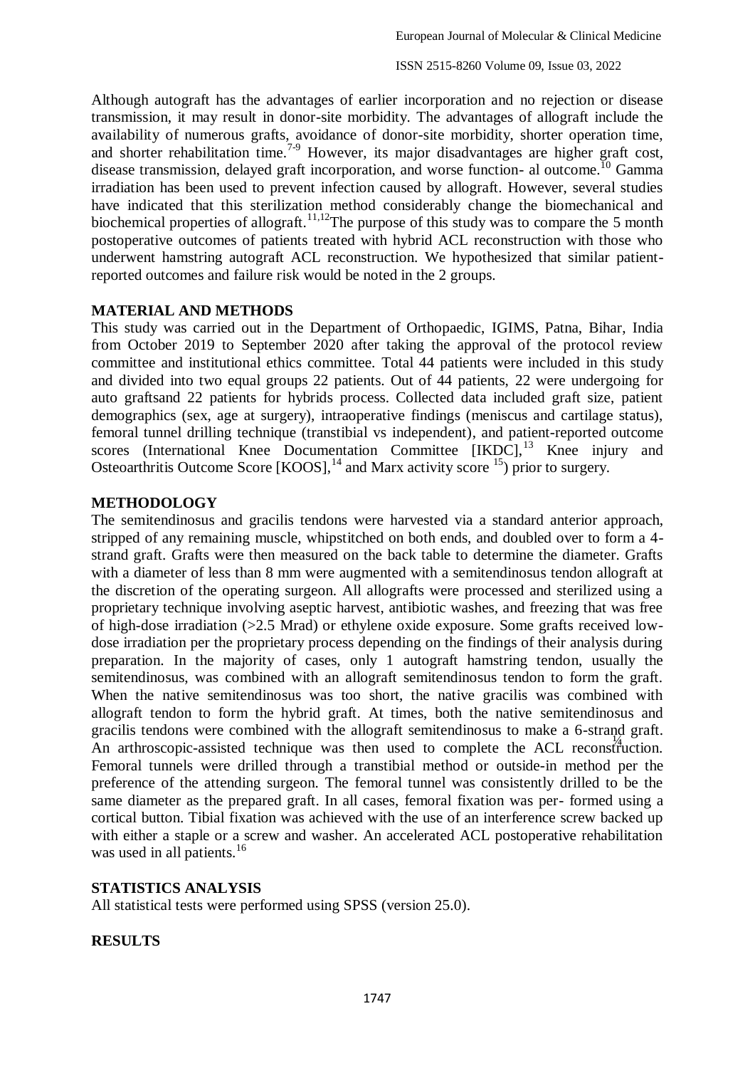Although autograft has the advantages of earlier incorporation and no rejection or disease transmission, it may result in donor-site morbidity. The advantages of allograft include the availability of numerous grafts, avoidance of donor-site morbidity, shorter operation time, and shorter rehabilitation time.[7-9] However, its major disadvantages are higher graft cost, disease transmission, delayed graft incorporation, and worse function- al outcome.[10] Gamma irradiation has been used to prevent infection caused by allograft. However, several studies have indicated that this sterilization method considerably change the biomechanical and biochemical properties of allograft.[11,12]The purpose of this study was to compare the 5 month postoperative outcomes of patients treated with hybrid ACL reconstruction with those who underwent hamstring autograft ACL reconstruction. We hypothesized that similar patient-reported outcomes and failure risk would be noted in the 2 groups.

## MATERIAL AND METHODS

This study was carried out in the Department of Orthopaedic, IGIMS, Patna, Bihar, India from October 2019 to September 2020 after taking the approval of the protocol review committee and institutional ethics committee. Total 44 patients were included in this study and divided into two equal groups 22 patients. Out of 44 patients, 22 were undergoing for auto graftsand 22 patients for hybrids process. Collected data included graft size, patient demographics (sex, age at surgery), intraoperative findings (meniscus and cartilage status), femoral tunnel drilling technique (transtibial vs independent), and patient-reported outcome scores (International Knee Documentation Committee [IKDC],[13] Knee injury and Osteoarthritis Outcome Score [KOOS],[14] and Marx activity score [15]) prior to surgery.

## METHODOLOGY

The semitendinosus and gracilis tendons were harvested via a standard anterior approach, stripped of any remaining muscle, whipstitched on both ends, and doubled over to form a 4-strand graft. Grafts were then measured on the back table to determine the diameter. Grafts with a diameter of less than 8 mm were augmented with a semitendinosus tendon allograft at the discretion of the operating surgeon. All allografts were processed and sterilized using a proprietary technique involving aseptic harvest, antibiotic washes, and freezing that was free of high-dose irradiation (>2.5 Mrad) or ethylene oxide exposure. Some grafts received low-dose irradiation per the proprietary process depending on the findings of their analysis during preparation. In the majority of cases, only 1 autograft hamstring tendon, usually the semitendinosus, was combined with an allograft semitendinosus tendon to form the graft. When the native semitendinosus was too short, the native gracilis was combined with allograft tendon to form the hybrid graft. At times, both the native semitendinosus and gracilis tendons were combined with the allograft semitendinosus to make a 6-strand graft. An arthroscopic-assisted technique was then used to complete the ACL reconstruction. Femoral tunnels were drilled through a transtibial method or outside-in method per the preference of the attending surgeon. The femoral tunnel was consistently drilled to be the same diameter as the prepared graft. In all cases, femoral fixation was per- formed using a cortical button. Tibial fixation was achieved with the use of an interference screw backed up with either a staple or a screw and washer. An accelerated ACL postoperative rehabilitation was used in all patients.[16]

## STATISTICS ANALYSIS

All statistical tests were performed using SPSS (version 25.0).

## RESULTS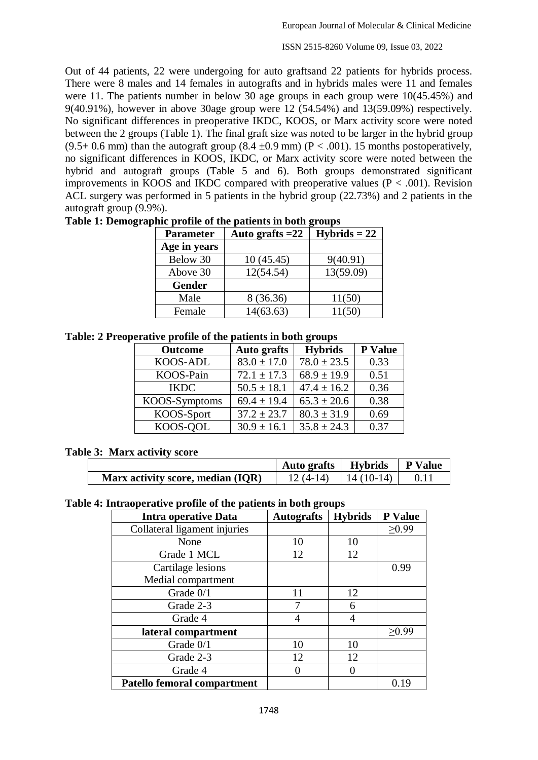Out of 44 patients, 22 were undergoing for auto graftsand 22 patients for hybrids process. There were 8 males and 14 females in autografts and in hybrids males were 11 and females were 11. The patients number in below 30 age groups in each group were 10(45.45%) and 9(40.91%), however in above 30age group were 12 (54.54%) and 13(59.09%) respectively. No significant differences in preoperative IKDC, KOOS, or Marx activity score were noted between the 2 groups (Table 1). The final graft size was noted to be larger in the hybrid group (9.5+ 0.6 mm) than the autograft group (8.4 ±0.9 mm) ($P < .001$). 15 months postoperatively, no significant differences in KOOS, IKDC, or Marx activity score were noted between the hybrid and autograft groups (Table 5 and 6). Both groups demonstrated significant improvements in KOOS and IKDC compared with preoperative values ($P < .001$). Revision ACL surgery was performed in 5 patients in the hybrid group (22.73%) and 2 patients in the autograft group (9.9%).

**Table 1: Demographic profile of the patients in both groups**

| Parameter | Auto grafts =22 | Hybrids = 22 |
|---|---|---|
| **Age in years** | | |
| Below 30 | 10 (45.45) | 9(40.91) |
| Above 30 | 12(54.54) | 13(59.09) |
| **Gender** | | |
| Male | 8 (36.36) | 11(50) |
| Female | 14(63.63) | 11(50) |

**Table: 2 Preoperative profile of the patients in both groups**

| Outcome | Auto grafts | Hybrids | P Value |
|---|---|---|---|
| KOOS-ADL | 83.0 ± 17.0 | 78.0 ± 23.5 | 0.33 |
| KOOS-Pain | 72.1 ± 17.3 | 68.9 ± 19.9 | 0.51 |
| IKDC | 50.5 ± 18.1 | 47.4 ± 16.2 | 0.36 |
| KOOS-Symptoms | 69.4 ± 19.4 | 65.3 ± 20.6 | 0.38 |
| KOOS-Sport | 37.2 ± 23.7 | 80.3 ± 31.9 | 0.69 |
| KOOS-QOL | 30.9 ± 16.1 | 35.8 ± 24.3 | 0.37 |

**Table 3: Marx activity score**

| | Auto grafts | Hybrids | P Value |
|---|---|---|---|
| **Marx activity score, median (IQR)** | 12 (4-14) | 14 (10-14) | 0.11 |

**Table 4: Intraoperative profile of the patients in both groups**

| Intra operative Data | Autografts | Hybrids | P Value |
|---|---|---|---|
| Collateral ligament injuries | | | ≥0.99 |
| None | 10 | 10 | |
| Grade 1 MCL | 12 | 12 | |
| Cartilage lesions<br>Medial compartment | | | 0.99 |
| Grade 0/1 | 11 | 12 | |
| Grade 2-3 | 7 | 6 | |
| Grade 4 | 4 | 4 | |
| **lateral compartment** | | | ≥0.99 |
| Grade 0/1 | 10 | 10 | |
| Grade 2-3 | 12 | 12 | |
| Grade 4 | 0 | 0 | |
| **Patello femoral compartment** | | | 0.19 |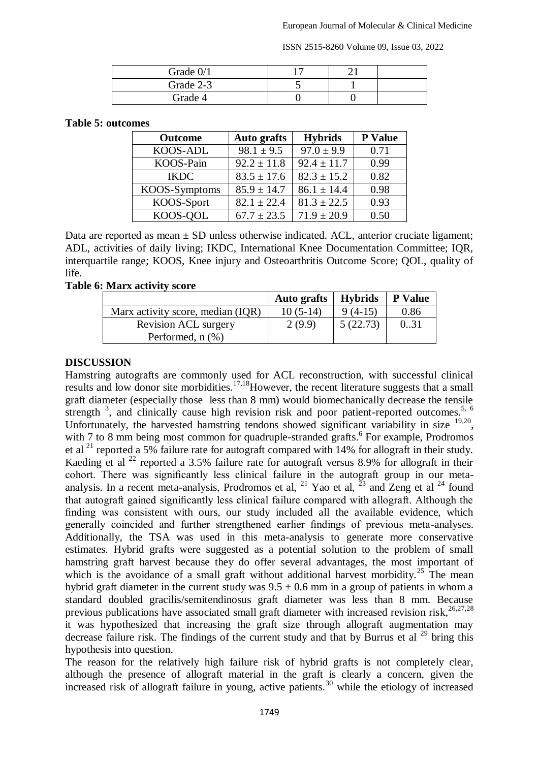| Grade 0/1 | 17 | 21 | |
|---|---|---|---|
| Grade 2-3 | 5 | 1 | |
| Grade 4 | 0 | 0 | |

**Table 5: outcomes**

| Outcome | Auto grafts | Hybrids | P Value |
|---|---|---|---|
| KOOS-ADL | 98.1 ± 9.5 | 97.0 ± 9.9 | 0.71 |
| KOOS-Pain | 92.2 ± 11.8 | 92.4 ± 11.7 | 0.99 |
| IKDC | 83.5 ± 17.6 | 82.3 ± 15.2 | 0.82 |
| KOOS-Symptoms | 85.9 ± 14.7 | 86.1 ± 14.4 | 0.98 |
| KOOS-Sport | 82.1 ± 22.4 | 81.3 ± 22.5 | 0.93 |
| KOOS-QOL | 67.7 ± 23.5 | 71.9 ± 20.9 | 0.50 |

Data are reported as mean ± SD unless otherwise indicated. ACL, anterior cruciate ligament; ADL, activities of daily living; IKDC, International Knee Documentation Committee; IQR, interquartile range; KOOS, Knee injury and Osteoarthritis Outcome Score; QOL, quality of life.

**Table 6: Marx activity score**

| | Auto grafts | Hybrids | P Value |
|---|---|---|---|
| Marx activity score, median (IQR) | 10 (5-14) | 9 (4-15) | 0.86 |
| Revision ACL surgery Performed, n (%) | 2 (9.9) | 5 (22.73) | 0..31 |

## DISCUSSION

Hamstring autografts are commonly used for ACL reconstruction, with successful clinical results and low donor site morbidities.[17,18]However, the recent literature suggests that a small graft diameter (especially those less than 8 mm) would biomechanically decrease the tensile strength [3], and clinically cause high revision risk and poor patient-reported outcomes.[5, 6] Unfortunately, the harvested hamstring tendons showed significant variability in size [19,20], with 7 to 8 mm being most common for quadruple-stranded grafts.[6] For example, Prodromos et al [21] reported a 5% failure rate for autograft compared with 14% for allograft in their study. Kaeding et al [22] reported a 3.5% failure rate for autograft versus 8.9% for allograft in their cohort. There was significantly less clinical failure in the autograft group in our meta-analysis. In a recent meta-analysis, Prodromos et al, [21] Yao et al, [23] and Zeng et al [24] found that autograft gained significantly less clinical failure compared with allograft. Although the finding was consistent with ours, our study included all the available evidence, which generally coincided and further strengthened earlier findings of previous meta-analyses. Additionally, the TSA was used in this meta-analysis to generate more conservative estimates. Hybrid grafts were suggested as a potential solution to the problem of small hamstring graft harvest because they do offer several advantages, the most important of which is the avoidance of a small graft without additional harvest morbidity.[25] The mean hybrid graft diameter in the current study was 9.5 ± 0.6 mm in a group of patients in whom a standard doubled gracilis/semitendinosus graft diameter was less than 8 mm. Because previous publications have associated small graft diameter with increased revision risk,[26,27,28] it was hypothesized that increasing the graft size through allograft augmentation may decrease failure risk. The findings of the current study and that by Burrus et al [29] bring this hypothesis into question.

The reason for the relatively high failure risk of hybrid grafts is not completely clear, although the presence of allograft material in the graft is clearly a concern, given the increased risk of allograft failure in young, active patients.[30] while the etiology of increased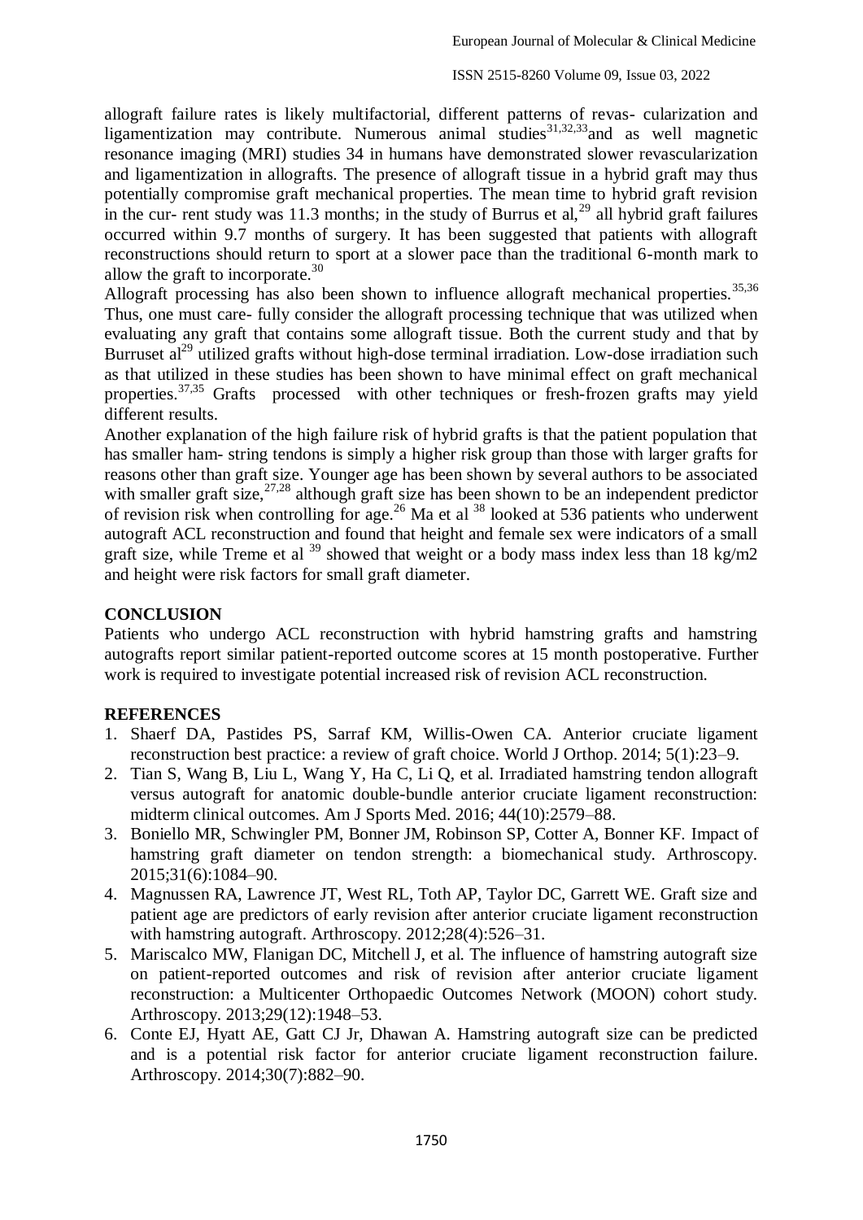allograft failure rates is likely multifactorial, different patterns of revas- cularization and ligamentization may contribute. Numerous animal studies[31,32,33]and as well magnetic resonance imaging (MRI) studies 34 in humans have demonstrated slower revascularization and ligamentization in allografts. The presence of allograft tissue in a hybrid graft may thus potentially compromise graft mechanical properties. The mean time to hybrid graft revision in the cur- rent study was 11.3 months; in the study of Burrus et al,[29] all hybrid graft failures occurred within 9.7 months of surgery. It has been suggested that patients with allograft reconstructions should return to sport at a slower pace than the traditional 6-month mark to allow the graft to incorporate.[30]

Allograft processing has also been shown to influence allograft mechanical properties.[35,36] Thus, one must care- fully consider the allograft processing technique that was utilized when evaluating any graft that contains some allograft tissue. Both the current study and that by Burruset al[29] utilized grafts without high-dose terminal irradiation. Low-dose irradiation such as that utilized in these studies has been shown to have minimal effect on graft mechanical properties.[37,35] Grafts processed with other techniques or fresh-frozen grafts may yield different results.

Another explanation of the high failure risk of hybrid grafts is that the patient population that has smaller ham- string tendons is simply a higher risk group than those with larger grafts for reasons other than graft size. Younger age has been shown by several authors to be associated with smaller graft size,[27,28] although graft size has been shown to be an independent predictor of revision risk when controlling for age.[26] Ma et al [38] looked at 536 patients who underwent autograft ACL reconstruction and found that height and female sex were indicators of a small graft size, while Treme et al [39] showed that weight or a body mass index less than 18 kg/m2 and height were risk factors for small graft diameter.

## CONCLUSION

Patients who undergo ACL reconstruction with hybrid hamstring grafts and hamstring autografts report similar patient-reported outcome scores at 15 month postoperative. Further work is required to investigate potential increased risk of revision ACL reconstruction.

## REFERENCES

1. Shaerf DA, Pastides PS, Sarraf KM, Willis-Owen CA. Anterior cruciate ligament reconstruction best practice: a review of graft choice. World J Orthop. 2014; 5(1):23–9.
2. Tian S, Wang B, Liu L, Wang Y, Ha C, Li Q, et al. Irradiated hamstring tendon allograft versus autograft for anatomic double-bundle anterior cruciate ligament reconstruction: midterm clinical outcomes. Am J Sports Med. 2016; 44(10):2579–88.
3. Boniello MR, Schwingler PM, Bonner JM, Robinson SP, Cotter A, Bonner KF. Impact of hamstring graft diameter on tendon strength: a biomechanical study. Arthroscopy. 2015;31(6):1084–90.
4. Magnussen RA, Lawrence JT, West RL, Toth AP, Taylor DC, Garrett WE. Graft size and patient age are predictors of early revision after anterior cruciate ligament reconstruction with hamstring autograft. Arthroscopy. 2012;28(4):526–31.
5. Mariscalco MW, Flanigan DC, Mitchell J, et al. The influence of hamstring autograft size on patient-reported outcomes and risk of revision after anterior cruciate ligament reconstruction: a Multicenter Orthopaedic Outcomes Network (MOON) cohort study. Arthroscopy. 2013;29(12):1948–53.
6. Conte EJ, Hyatt AE, Gatt CJ Jr, Dhawan A. Hamstring autograft size can be predicted and is a potential risk factor for anterior cruciate ligament reconstruction failure. Arthroscopy. 2014;30(7):882–90.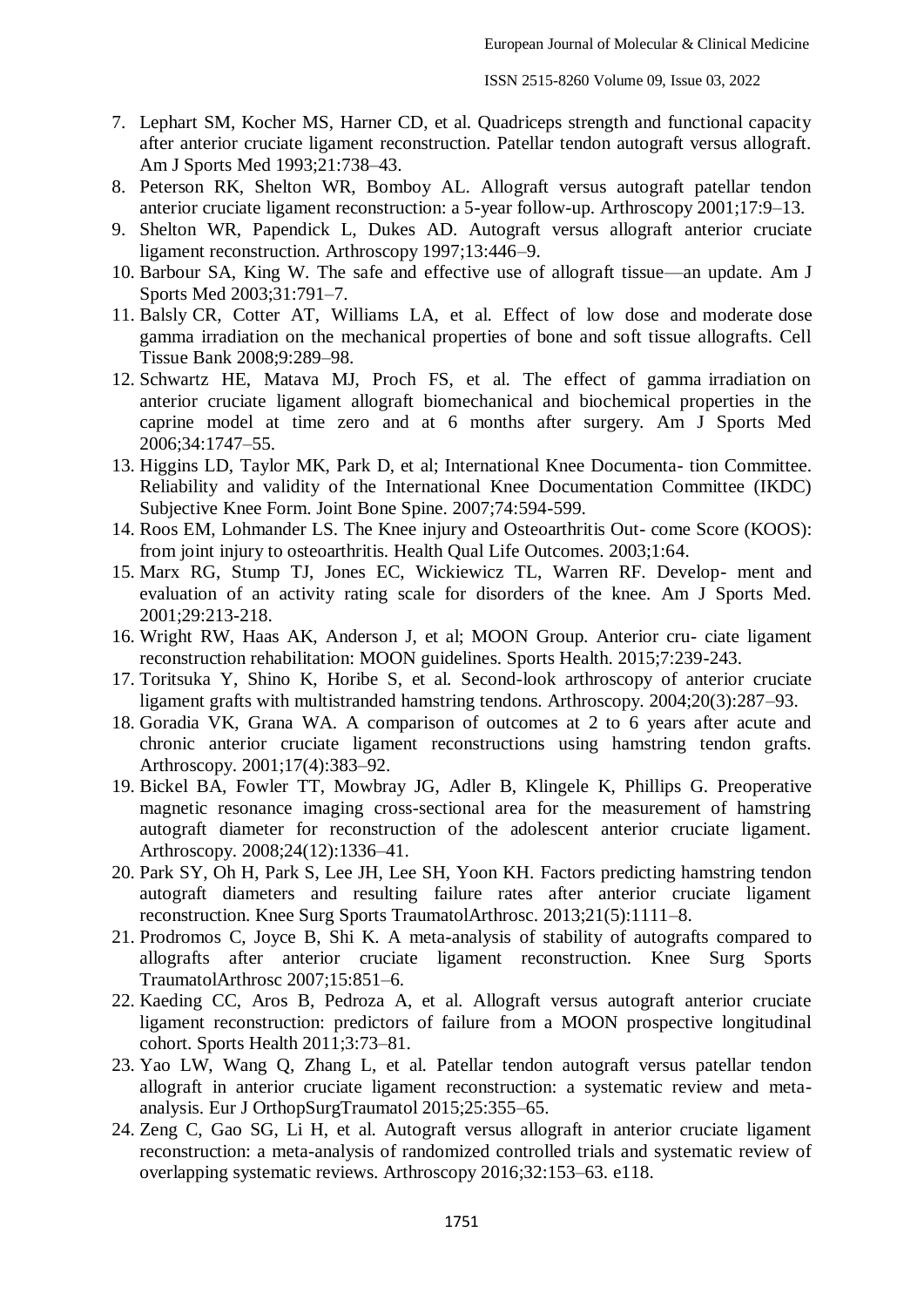7. Lephart SM, Kocher MS, Harner CD, et al. Quadriceps strength and functional capacity after anterior cruciate ligament reconstruction. Patellar tendon autograft versus allograft. Am J Sports Med 1993;21:738–43.
8. Peterson RK, Shelton WR, Bomboy AL. Allograft versus autograft patellar tendon anterior cruciate ligament reconstruction: a 5-year follow-up. Arthroscopy 2001;17:9–13.
9. Shelton WR, Papendick L, Dukes AD. Autograft versus allograft anterior cruciate ligament reconstruction. Arthroscopy 1997;13:446–9.
10. Barbour SA, King W. The safe and effective use of allograft tissue—an update. Am J Sports Med 2003;31:791–7.
11. Balsly CR, Cotter AT, Williams LA, et al. Effect of low dose and moderate dose gamma irradiation on the mechanical properties of bone and soft tissue allografts. Cell Tissue Bank 2008;9:289–98.
12. Schwartz HE, Matava MJ, Proch FS, et al. The effect of gamma irradiation on anterior cruciate ligament allograft biomechanical and biochemical properties in the caprine model at time zero and at 6 months after surgery. Am J Sports Med 2006;34:1747–55.
13. Higgins LD, Taylor MK, Park D, et al; International Knee Documenta- tion Committee. Reliability and validity of the International Knee Documentation Committee (IKDC) Subjective Knee Form. Joint Bone Spine. 2007;74:594-599.
14. Roos EM, Lohmander LS. The Knee injury and Osteoarthritis Out- come Score (KOOS): from joint injury to osteoarthritis. Health Qual Life Outcomes. 2003;1:64.
15. Marx RG, Stump TJ, Jones EC, Wickiewicz TL, Warren RF. Develop- ment and evaluation of an activity rating scale for disorders of the knee. Am J Sports Med. 2001;29:213-218.
16. Wright RW, Haas AK, Anderson J, et al; MOON Group. Anterior cru- ciate ligament reconstruction rehabilitation: MOON guidelines. Sports Health. 2015;7:239-243.
17. Toritsuka Y, Shino K, Horibe S, et al. Second-look arthroscopy of anterior cruciate ligament grafts with multistranded hamstring tendons. Arthroscopy. 2004;20(3):287–93.
18. Goradia VK, Grana WA. A comparison of outcomes at 2 to 6 years after acute and chronic anterior cruciate ligament reconstructions using hamstring tendon grafts. Arthroscopy. 2001;17(4):383–92.
19. Bickel BA, Fowler TT, Mowbray JG, Adler B, Klingele K, Phillips G. Preoperative magnetic resonance imaging cross-sectional area for the measurement of hamstring autograft diameter for reconstruction of the adolescent anterior cruciate ligament. Arthroscopy. 2008;24(12):1336–41.
20. Park SY, Oh H, Park S, Lee JH, Lee SH, Yoon KH. Factors predicting hamstring tendon autograft diameters and resulting failure rates after anterior cruciate ligament reconstruction. Knee Surg Sports TraumatolArthrosc. 2013;21(5):1111–8.
21. Prodromos C, Joyce B, Shi K. A meta-analysis of stability of autografts compared to allografts after anterior cruciate ligament reconstruction. Knee Surg Sports TraumatolArthrosc 2007;15:851–6.
22. Kaeding CC, Aros B, Pedroza A, et al. Allograft versus autograft anterior cruciate ligament reconstruction: predictors of failure from a MOON prospective longitudinal cohort. Sports Health 2011;3:73–81.
23. Yao LW, Wang Q, Zhang L, et al. Patellar tendon autograft versus patellar tendon allograft in anterior cruciate ligament reconstruction: a systematic review and meta-analysis. Eur J OrthopSurgTraumatol 2015;25:355–65.
24. Zeng C, Gao SG, Li H, et al. Autograft versus allograft in anterior cruciate ligament reconstruction: a meta-analysis of randomized controlled trials and systematic review of overlapping systematic reviews. Arthroscopy 2016;32:153–63. e118.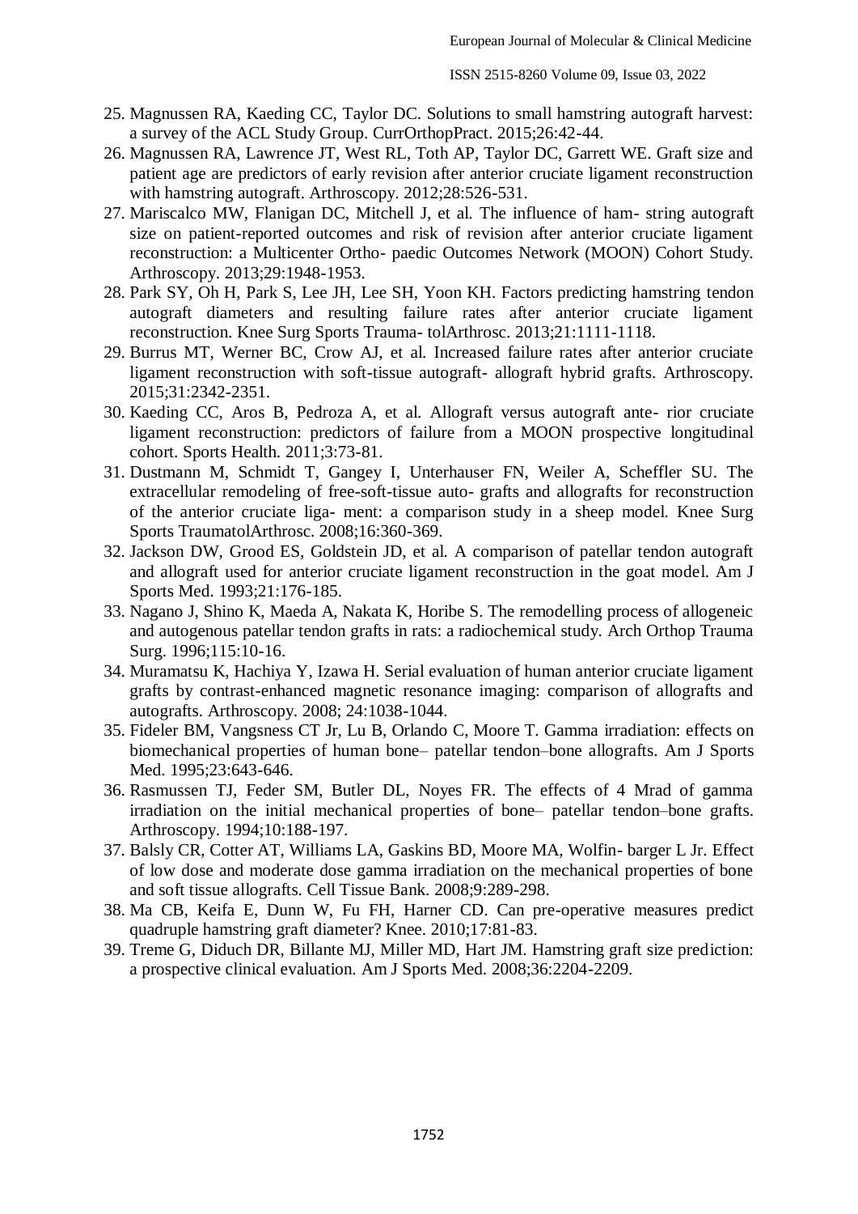25. Magnussen RA, Kaeding CC, Taylor DC. Solutions to small hamstring autograft harvest: a survey of the ACL Study Group. CurrOrthopPract. 2015;26:42-44.
26. Magnussen RA, Lawrence JT, West RL, Toth AP, Taylor DC, Garrett WE. Graft size and patient age are predictors of early revision after anterior cruciate ligament reconstruction with hamstring autograft. Arthroscopy. 2012;28:526-531.
27. Mariscalco MW, Flanigan DC, Mitchell J, et al. The influence of ham- string autograft size on patient-reported outcomes and risk of revision after anterior cruciate ligament reconstruction: a Multicenter Ortho- paedic Outcomes Network (MOON) Cohort Study. Arthroscopy. 2013;29:1948-1953.
28. Park SY, Oh H, Park S, Lee JH, Lee SH, Yoon KH. Factors predicting hamstring tendon autograft diameters and resulting failure rates after anterior cruciate ligament reconstruction. Knee Surg Sports Trauma- tolArthrosc. 2013;21:1111-1118.
29. Burrus MT, Werner BC, Crow AJ, et al. Increased failure rates after anterior cruciate ligament reconstruction with soft-tissue autograft- allograft hybrid grafts. Arthroscopy. 2015;31:2342-2351.
30. Kaeding CC, Aros B, Pedroza A, et al. Allograft versus autograft ante- rior cruciate ligament reconstruction: predictors of failure from a MOON prospective longitudinal cohort. Sports Health. 2011;3:73-81.
31. Dustmann M, Schmidt T, Gangey I, Unterhauser FN, Weiler A, Scheffler SU. The extracellular remodeling of free-soft-tissue auto- grafts and allografts for reconstruction of the anterior cruciate liga- ment: a comparison study in a sheep model. Knee Surg Sports TraumatolArthrosc. 2008;16:360-369.
32. Jackson DW, Grood ES, Goldstein JD, et al. A comparison of patellar tendon autograft and allograft used for anterior cruciate ligament reconstruction in the goat model. Am J Sports Med. 1993;21:176-185.
33. Nagano J, Shino K, Maeda A, Nakata K, Horibe S. The remodelling process of allogeneic and autogenous patellar tendon grafts in rats: a radiochemical study. Arch Orthop Trauma Surg. 1996;115:10-16.
34. Muramatsu K, Hachiya Y, Izawa H. Serial evaluation of human anterior cruciate ligament grafts by contrast-enhanced magnetic resonance imaging: comparison of allografts and autografts. Arthroscopy. 2008; 24:1038-1044.
35. Fideler BM, Vangsness CT Jr, Lu B, Orlando C, Moore T. Gamma irradiation: effects on biomechanical properties of human bone– patellar tendon–bone allografts. Am J Sports Med. 1995;23:643-646.
36. Rasmussen TJ, Feder SM, Butler DL, Noyes FR. The effects of 4 Mrad of gamma irradiation on the initial mechanical properties of bone– patellar tendon–bone grafts. Arthroscopy. 1994;10:188-197.
37. Balsly CR, Cotter AT, Williams LA, Gaskins BD, Moore MA, Wolfin- barger L Jr. Effect of low dose and moderate dose gamma irradiation on the mechanical properties of bone and soft tissue allografts. Cell Tissue Bank. 2008;9:289-298.
38. Ma CB, Keifa E, Dunn W, Fu FH, Harner CD. Can pre-operative measures predict quadruple hamstring graft diameter? Knee. 2010;17:81-83.
39. Treme G, Diduch DR, Billante MJ, Miller MD, Hart JM. Hamstring graft size prediction: a prospective clinical evaluation. Am J Sports Med. 2008;36:2204-2209.